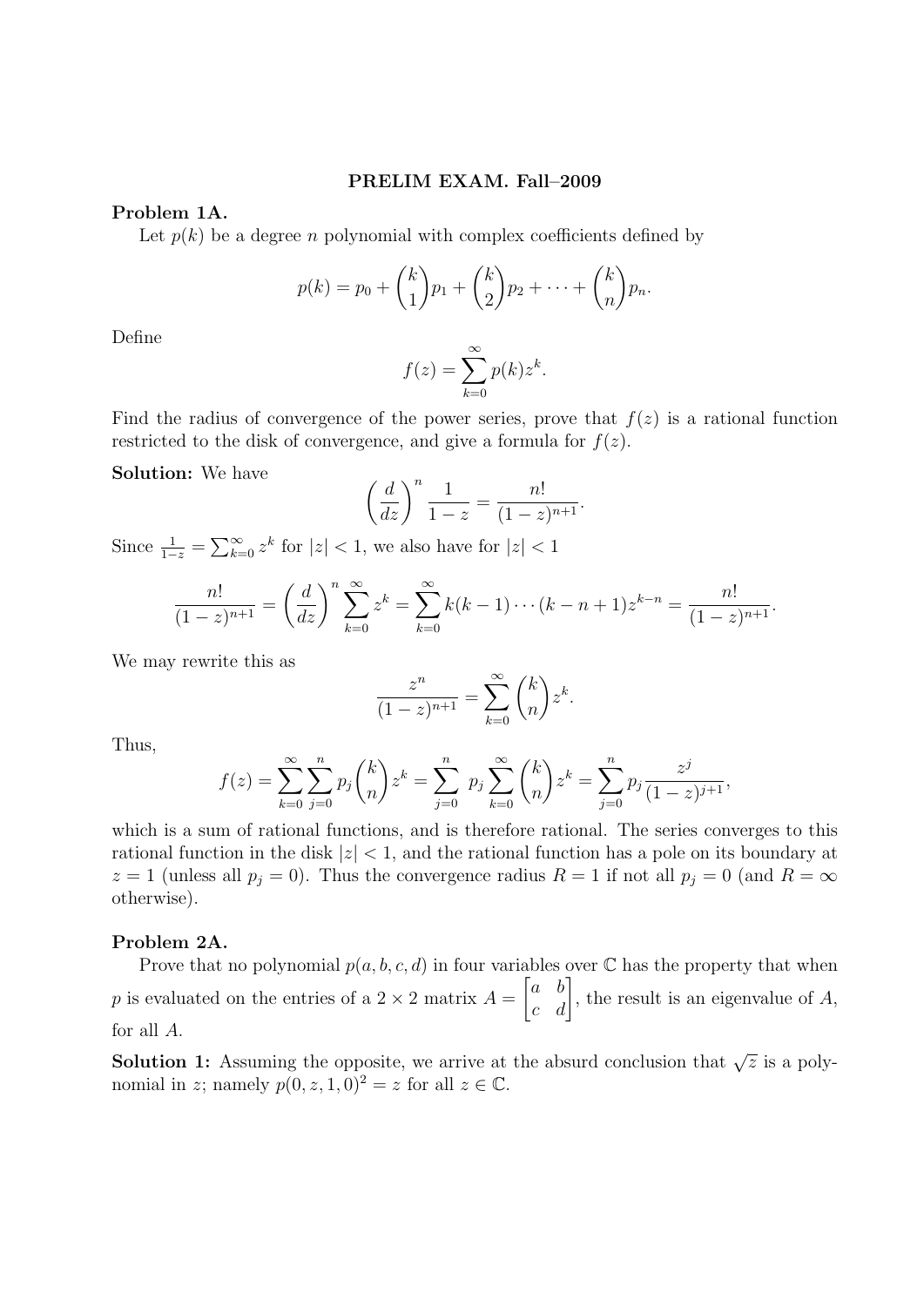**PRELIM EXAM. Fall–2009**

**Problem 1A.**

Let $p(k)$ be a degree $n$ polynomial with complex coefficients defined by

$$p(k) = p_0 + \binom{k}{1} p_1 + \binom{k}{2} p_2 + \cdots + \binom{k}{n} p_n.$$

Define

$$f(z) = \sum_{k=0}^{\infty} p(k) z^k.$$

Find the radius of convergence of the power series, prove that $f(z)$ is a rational function restricted to the disk of convergence, and give a formula for $f(z)$.

**Solution:** We have

$$\left(\frac{d}{dz}\right)^n \frac{1}{1-z} = \frac{n!}{(1-z)^{n+1}}.$$

Since $\frac{1}{1-z} = \sum_{k=0}^{\infty} z^k$ for $|z| < 1$, we also have for $|z| < 1$

$$\frac{n!}{(1-z)^{n+1}} = \left(\frac{d}{dz}\right)^n \sum_{k=0}^{\infty} z^k = \sum_{k=0}^{\infty} k(k-1)\cdots(k-n+1) z^{k-n} = \frac{n!}{(1-z)^{n+1}}.$$

We may rewrite this as

$$\frac{z^n}{(1-z)^{n+1}} = \sum_{k=0}^{\infty} \binom{k}{n} z^k.$$

Thus,

$$f(z) = \sum_{k=0}^{\infty} \sum_{j=0}^{n} p_j \binom{k}{n} z^k = \sum_{j=0}^{n} \; p_j \sum_{k=0}^{\infty} \binom{k}{n} z^k = \sum_{j=0}^{n} p_j \frac{z^j}{(1-z)^{j+1}},$$

which is a sum of rational functions, and is therefore rational. The series converges to this rational function in the disk $|z| < 1$, and the rational function has a pole on its boundary at $z = 1$ (unless all $p_j = 0$). Thus the convergence radius $R = 1$ if not all $p_j = 0$ (and $R = \infty$ otherwise).

**Problem 2A.**

Prove that no polynomial $p(a, b, c, d)$ in four variables over $\mathbb{C}$ has the property that when $p$ is evaluated on the entries of a $2 \times 2$ matrix $A = \begin{bmatrix} a & b \\ c & d \end{bmatrix}$, the result is an eigenvalue of $A$, for all $A$.

**Solution 1:** Assuming the opposite, we arrive at the absurd conclusion that $\sqrt{z}$ is a polynomial in $z$; namely $p(0, z, 1, 0)^2 = z$ for all $z \in \mathbb{C}$.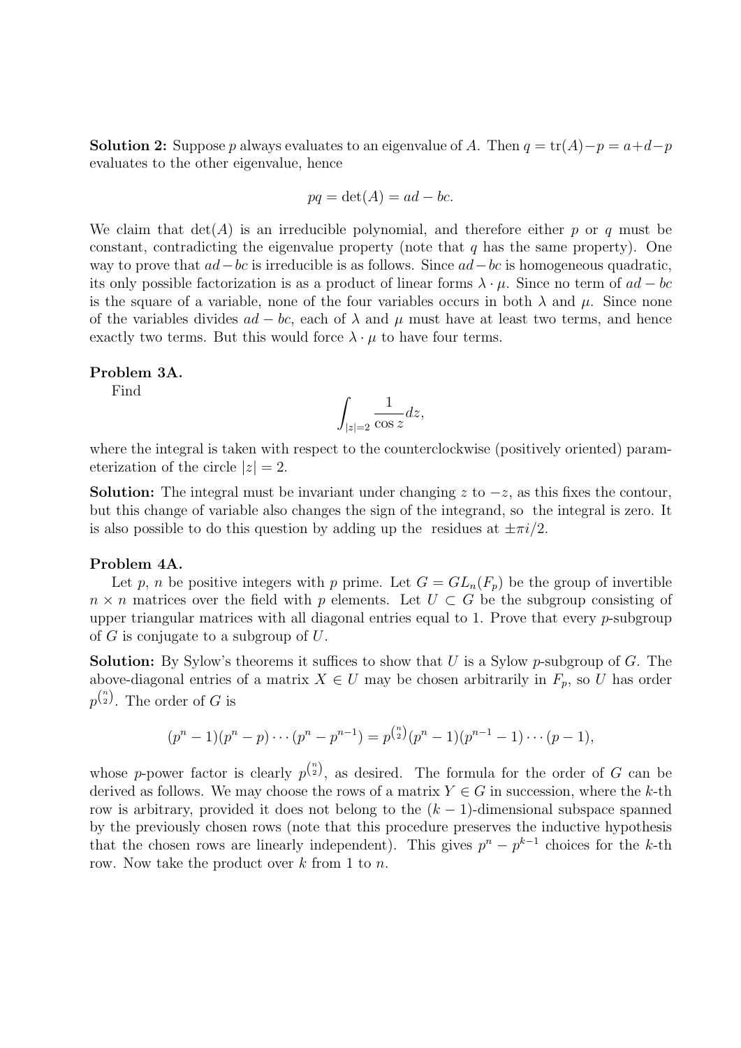**Solution 2:** Suppose $p$ always evaluates to an eigenvalue of $A$. Then $q = \text{tr}(A) - p = a + d - p$ evaluates to the other eigenvalue, hence

$$pq = \det(A) = ad - bc.$$

We claim that $\det(A)$ is an irreducible polynomial, and therefore either $p$ or $q$ must be constant, contradicting the eigenvalue property (note that $q$ has the same property). One way to prove that $ad - bc$ is irreducible is as follows. Since $ad - bc$ is homogeneous quadratic, its only possible factorization is as a product of linear forms $\lambda \cdot \mu$. Since no term of $ad - bc$ is the square of a variable, none of the four variables occurs in both $\lambda$ and $\mu$. Since none of the variables divides $ad - bc$, each of $\lambda$ and $\mu$ must have at least two terms, and hence exactly two terms. But this would force $\lambda \cdot \mu$ to have four terms.

**Problem 3A.**

Find

$$\int_{|z|=2} \frac{1}{\cos z} dz,$$

where the integral is taken with respect to the counterclockwise (positively oriented) parameterization of the circle $|z| = 2$.

**Solution:** The integral must be invariant under changing $z$ to $-z$, as this fixes the contour, but this change of variable also changes the sign of the integrand, so the integral is zero. It is also possible to do this question by adding up the residues at $\pm \pi i/2$.

**Problem 4A.**

Let $p$, $n$ be positive integers with $p$ prime. Let $G = GL_n(F_p)$ be the group of invertible $n \times n$ matrices over the field with $p$ elements. Let $U \subset G$ be the subgroup consisting of upper triangular matrices with all diagonal entries equal to 1. Prove that every $p$-subgroup of $G$ is conjugate to a subgroup of $U$.

**Solution:** By Sylow's theorems it suffices to show that $U$ is a Sylow $p$-subgroup of $G$. The above-diagonal entries of a matrix $X \in U$ may be chosen arbitrarily in $F_p$, so $U$ has order $p^{\binom{n}{2}}$. The order of $G$ is

$$(p^n - 1)(p^n - p) \cdots (p^n - p^{n-1}) = p^{\binom{n}{2}} (p^n - 1)(p^{n-1} - 1) \cdots (p - 1),$$

whose $p$-power factor is clearly $p^{\binom{n}{2}}$, as desired. The formula for the order of $G$ can be derived as follows. We may choose the rows of a matrix $Y \in G$ in succession, where the $k$-th row is arbitrary, provided it does not belong to the $(k-1)$-dimensional subspace spanned by the previously chosen rows (note that this procedure preserves the inductive hypothesis that the chosen rows are linearly independent). This gives $p^n - p^{k-1}$ choices for the $k$-th row. Now take the product over $k$ from 1 to $n$.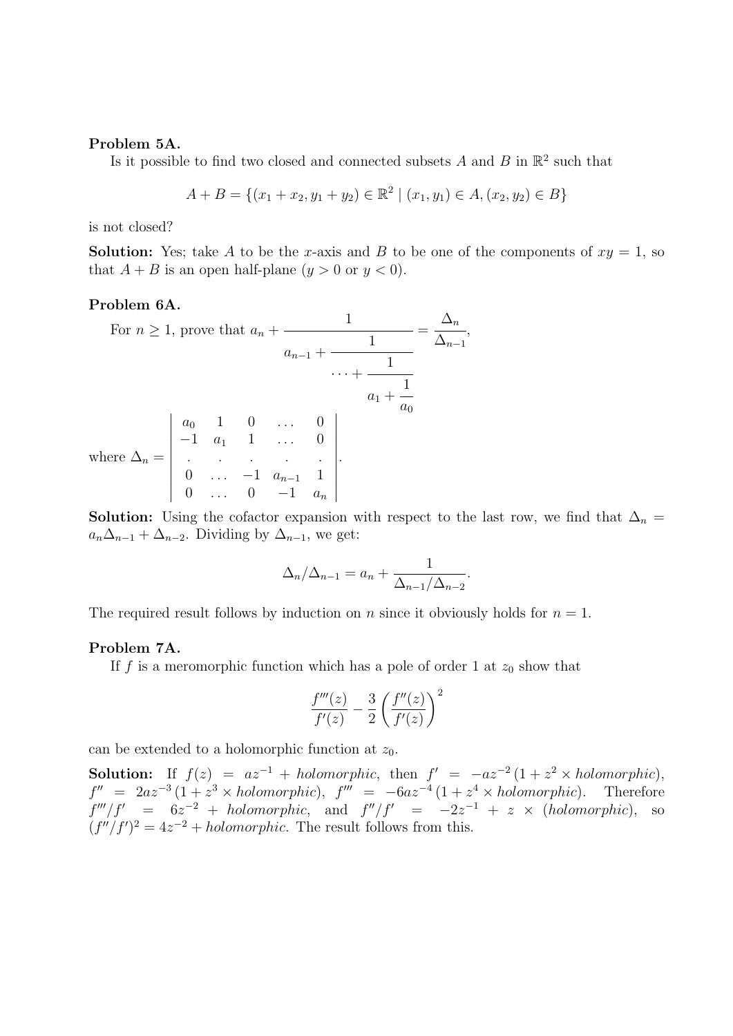**Problem 5A.**

Is it possible to find two closed and connected subsets $A$ and $B$ in $\mathbb{R}^2$ such that

$$A + B = \{(x_1 + x_2, y_1 + y_2) \in \mathbb{R}^2 \mid (x_1, y_1) \in A, (x_2, y_2) \in B\}$$

is not closed?

**Solution:** Yes; take $A$ to be the $x$-axis and $B$ to be one of the components of $xy = 1$, so that $A + B$ is an open half-plane ($y > 0$ or $y < 0$).

**Problem 6A.**

For $n \geq 1$, prove that $a_n + \cfrac{1}{a_{n-1} + \cfrac{1}{\cdots + \cfrac{1}{a_1 + \cfrac{1}{a_0}}}} = \dfrac{\Delta_n}{\Delta_{n-1}}$,

where $\Delta_n = \begin{vmatrix} a_0 & 1 & 0 & \ldots & 0 \\ -1 & a_1 & 1 & \ldots & 0 \\ . & . & . & . & . \\ 0 & \ldots & -1 & a_{n-1} & 1 \\ 0 & \ldots & 0 & -1 & a_n \end{vmatrix}$.

**Solution:** Using the cofactor expansion with respect to the last row, we find that $\Delta_n = a_n \Delta_{n-1} + \Delta_{n-2}$. Dividing by $\Delta_{n-1}$, we get:

$$\Delta_n / \Delta_{n-1} = a_n + \frac{1}{\Delta_{n-1}/\Delta_{n-2}}.$$

The required result follows by induction on $n$ since it obviously holds for $n = 1$.

**Problem 7A.**

If $f$ is a meromorphic function which has a pole of order 1 at $z_0$ show that

$$\frac{f'''(z)}{f'(z)} - \frac{3}{2}\left(\frac{f''(z)}{f'(z)}\right)^2$$

can be extended to a holomorphic function at $z_0$.

**Solution:** If $f(z) = az^{-1} + \textit{holomorphic}$, then $f' = -az^{-2}(1 + z^2 \times \textit{holomorphic})$, $f'' = 2az^{-3}(1 + z^3 \times \textit{holomorphic})$, $f''' = -6az^{-4}(1 + z^4 \times \textit{holomorphic})$. Therefore $f'''/f' = 6z^{-2} + \textit{holomorphic}$, and $f''/f' = -2z^{-1} + z \times (\textit{holomorphic})$, so $(f''/f')^2 = 4z^{-2} + \textit{holomorphic}$. The result follows from this.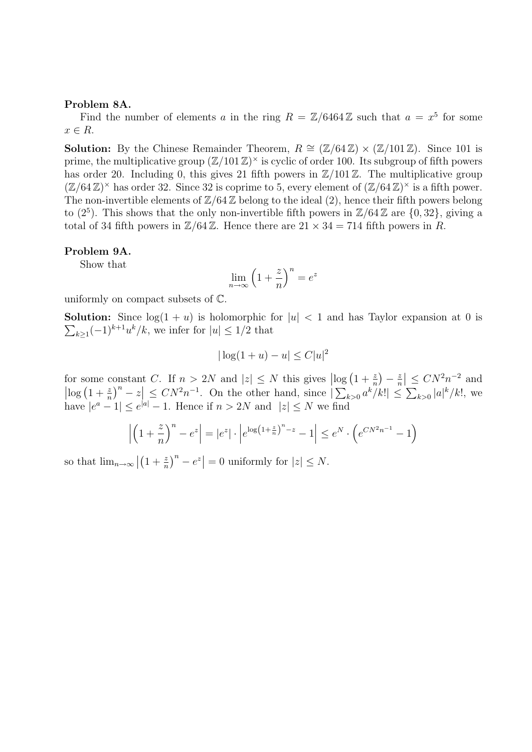**Problem 8A.**

Find the number of elements $a$ in the ring $R = \mathbb{Z}/6464\,\mathbb{Z}$ such that $a = x^5$ for some $x \in R$.

**Solution:** By the Chinese Remainder Theorem, $R \cong (\mathbb{Z}/64\,\mathbb{Z}) \times (\mathbb{Z}/101\,\mathbb{Z})$. Since 101 is prime, the multiplicative group $(\mathbb{Z}/101\,\mathbb{Z})^\times$ is cyclic of order 100. Its subgroup of fifth powers has order 20. Including 0, this gives 21 fifth powers in $\mathbb{Z}/101\,\mathbb{Z}$. The multiplicative group $(\mathbb{Z}/64\,\mathbb{Z})^\times$ has order 32. Since 32 is coprime to 5, every element of $(\mathbb{Z}/64\,\mathbb{Z})^\times$ is a fifth power. The non-invertible elements of $\mathbb{Z}/64\,\mathbb{Z}$ belong to the ideal $(2)$, hence their fifth powers belong to $(2^5)$. This shows that the only non-invertible fifth powers in $\mathbb{Z}/64\,\mathbb{Z}$ are $\{0, 32\}$, giving a total of 34 fifth powers in $\mathbb{Z}/64\,\mathbb{Z}$. Hence there are $21 \times 34 = 714$ fifth powers in $R$.

**Problem 9A.**

Show that

$$\lim_{n\to\infty} \left(1 + \frac{z}{n}\right)^n = e^z$$

uniformly on compact subsets of $\mathbb{C}$.

**Solution:** Since $\log(1+u)$ is holomorphic for $|u| < 1$ and has Taylor expansion at 0 is $\sum_{k\geq 1}(-1)^{k+1}u^k/k$, we infer for $|u| \leq 1/2$ that

$$|\log(1+u) - u| \leq C|u|^2$$

for some constant $C$. If $n > 2N$ and $|z| \leq N$ this gives $\left|\log\left(1 + \frac{z}{n}\right) - \frac{z}{n}\right| \leq CN^2n^{-2}$ and $\left|\log\left(1+\frac{z}{n}\right)^n - z\right| \leq CN^2n^{-1}$. On the other hand, since $|\sum_{k>0} a^k/k!| \leq \sum_{k>0}|a|^k/k!$, we have $|e^a - 1| \leq e^{|a|} - 1$. Hence if $n > 2N$ and $|z| \leq N$ we find

$$\left|\left(1+\frac{z}{n}\right)^n - e^z\right| = |e^z| \cdot \left|e^{\log\left(1+\frac{z}{n}\right)^n - z} - 1\right| \leq e^N \cdot \left(e^{CN^2n^{-1}} - 1\right)$$

so that $\lim_{n\to\infty}\left|\left(1+\frac{z}{n}\right)^n - e^z\right| = 0$ uniformly for $|z| \leq N$.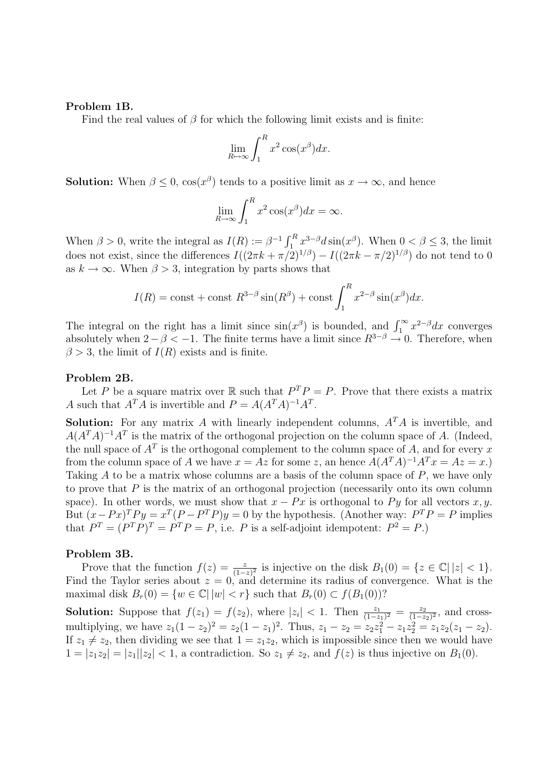**Problem 1B.**

Find the real values of $\beta$ for which the following limit exists and is finite:

$$\lim_{R\mapsto\infty}\int_1^R x^2\cos(x^\beta)dx.$$

**Solution:** When $\beta \le 0$, $\cos(x^\beta)$ tends to a positive limit as $x \to \infty$, and hence

$$\lim_{R\to\infty}\int_1^R x^2\cos(x^\beta)dx = \infty.$$

When $\beta > 0$, write the integral as $I(R) := \beta^{-1}\int_1^R x^{3-\beta}d\sin(x^\beta)$. When $0 < \beta \le 3$, the limit does not exist, since the differences $I((2\pi k + \pi/2)^{1/\beta}) - I((2\pi k - \pi/2)^{1/\beta})$ do not tend to 0 as $k \to \infty$. When $\beta > 3$, integration by parts shows that

$$I(R) = \text{const} + \text{const } R^{3-\beta}\sin(R^\beta) + \text{const}\int_1^R x^{2-\beta}\sin(x^\beta)dx.$$

The integral on the right has a limit since $\sin(x^\beta)$ is bounded, and $\int_1^\infty x^{2-\beta}dx$ converges absolutely when $2-\beta < -1$. The finite terms have a limit since $R^{3-\beta} \to 0$. Therefore, when $\beta > 3$, the limit of $I(R)$ exists and is finite.

**Problem 2B.**

Let $P$ be a square matrix over $\mathbb{R}$ such that $P^TP = P$. Prove that there exists a matrix $A$ such that $A^TA$ is invertible and $P = A(A^TA)^{-1}A^T$.

**Solution:** For any matrix $A$ with linearly independent columns, $A^TA$ is invertible, and $A(A^TA)^{-1}A^T$ is the matrix of the orthogonal projection on the column space of $A$. (Indeed, the null space of $A^T$ is the orthogonal complement to the column space of $A$, and for every $x$ from the column space of $A$ we have $x = Az$ for some $z$, an hence $A(A^TA)^{-1}A^Tx = Az = x$.) Taking $A$ to be a matrix whose columns are a basis of the column space of $P$, we have only to prove that $P$ is the matrix of an orthogonal projection (necessarily onto its own column space). In other words, we must show that $x - Px$ is orthogonal to $Py$ for all vectors $x, y$. But $(x-Px)^TPy = x^T(P-P^TP)y = 0$ by the hypothesis. (Another way: $P^TP = P$ implies that $P^T = (P^TP)^T = P^TP = P$, i.e. $P$ is a self-adjoint idempotent: $P^2 = P$.)

**Problem 3B.**

Prove that the function $f(z) = \frac{z}{(1-z)^2}$ is injective on the disk $B_1(0) = \{z \in \mathbb{C}|\, |z| < 1\}$. Find the Taylor series about $z = 0$, and determine its radius of convergence. What is the maximal disk $B_r(0) = \{w \in \mathbb{C}|\, |w| < r\}$ such that $B_r(0) \subset f(B_1(0))$?

**Solution:** Suppose that $f(z_1) = f(z_2)$, where $|z_i| < 1$. Then $\frac{z_1}{(1-z_1)^2} = \frac{z_2}{(1-z_2)^2}$, and cross-multiplying, we have $z_1(1-z_2)^2 = z_2(1-z_1)^2$. Thus, $z_1 - z_2 = z_2z_1^2 - z_1z_2^2 = z_1z_2(z_1 - z_2)$. If $z_1 \ne z_2$, then dividing we see that $1 = z_1z_2$, which is impossible since then we would have $1 = |z_1z_2| = |z_1||z_2| < 1$, a contradiction. So $z_1 \ne z_2$, and $f(z)$ is thus injective on $B_1(0)$.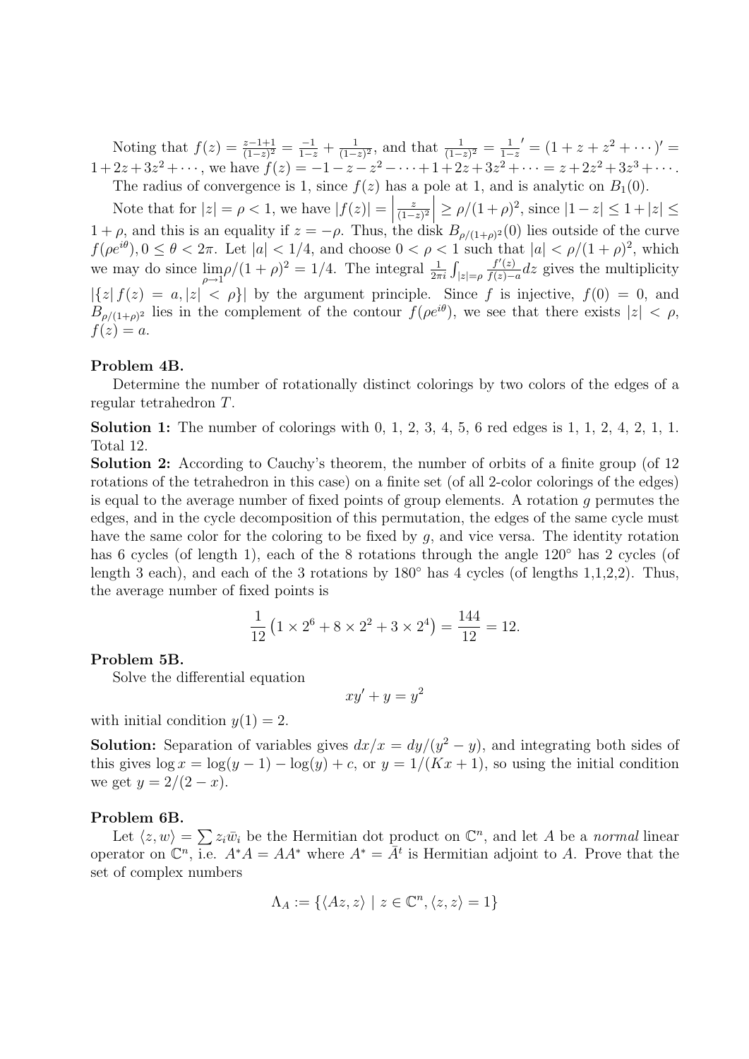Noting that $f(z) = \frac{z-1+1}{(1-z)^2} = \frac{-1}{1-z} + \frac{1}{(1-z)^2}$, and that $\frac{1}{(1-z)^2} = \frac{1}{1-z}' = (1+z+z^2+\cdots)' = 1+2z+3z^2+\cdots$, we have $f(z) = -1-z-z^2-\cdots+1+2z+3z^2+\cdots = z+2z^2+3z^3+\cdots$.

The radius of convergence is 1, since $f(z)$ has a pole at 1, and is analytic on $B_1(0)$.

Note that for $|z| = \rho < 1$, we have $|f(z)| = \left|\frac{z}{(1-z)^2}\right| \geq \rho/(1+\rho)^2$, since $|1-z| \leq 1+|z| \leq 1+\rho$, and this is an equality if $z = -\rho$. Thus, the disk $B_{\rho/(1+\rho)^2}(0)$ lies outside of the curve $f(\rho e^{i\theta}), 0 \leq \theta < 2\pi$. Let $|a| < 1/4$, and choose $0 < \rho < 1$ such that $|a| < \rho/(1+\rho)^2$, which we may do since $\lim_{\rho\to 1}\rho/(1+\rho)^2 = 1/4$. The integral $\frac{1}{2\pi i}\int_{|z|=\rho}\frac{f'(z)}{f(z)-a}dz$ gives the multiplicity $|\{z|\, f(z) = a, |z| < \rho\}|$ by the argument principle. Since $f$ is injective, $f(0) = 0$, and $B_{\rho/(1+\rho)^2}$ lies in the complement of the contour $f(\rho e^{i\theta})$, we see that there exists $|z| < \rho$, $f(z) = a$.

**Problem 4B.**

Determine the number of rotationally distinct colorings by two colors of the edges of a regular tetrahedron $T$.

**Solution 1:** The number of colorings with 0, 1, 2, 3, 4, 5, 6 red edges is 1, 1, 2, 4, 2, 1, 1. Total 12.

**Solution 2:** According to Cauchy's theorem, the number of orbits of a finite group (of 12 rotations of the tetrahedron in this case) on a finite set (of all 2-color colorings of the edges) is equal to the average number of fixed points of group elements. A rotation $g$ permutes the edges, and in the cycle decomposition of this permutation, the edges of the same cycle must have the same color for the coloring to be fixed by $g$, and vice versa. The identity rotation has 6 cycles (of length 1), each of the 8 rotations through the angle $120^\circ$ has 2 cycles (of length 3 each), and each of the 3 rotations by $180^\circ$ has 4 cycles (of lengths 1,1,2,2). Thus, the average number of fixed points is

$$\frac{1}{12}\left(1\times 2^6 + 8\times 2^2 + 3\times 2^4\right) = \frac{144}{12} = 12.$$

**Problem 5B.**

Solve the differential equation

$$xy' + y = y^2$$

with initial condition $y(1) = 2$.

**Solution:** Separation of variables gives $dx/x = dy/(y^2-y)$, and integrating both sides of this gives $\log x = \log(y-1) - \log(y) + c$, or $y = 1/(Kx+1)$, so using the initial condition we get $y = 2/(2-x)$.

**Problem 6B.**

Let $\langle z, w\rangle = \sum z_i\bar{w}_i$ be the Hermitian dot product on $\mathbb{C}^n$, and let $A$ be a *normal* linear operator on $\mathbb{C}^n$, i.e. $A^*A = AA^*$ where $A^* = \bar{A}^t$ is Hermitian adjoint to $A$. Prove that the set of complex numbers

$$\Lambda_A := \{\langle Az, z\rangle \mid z \in \mathbb{C}^n, \langle z, z\rangle = 1\}$$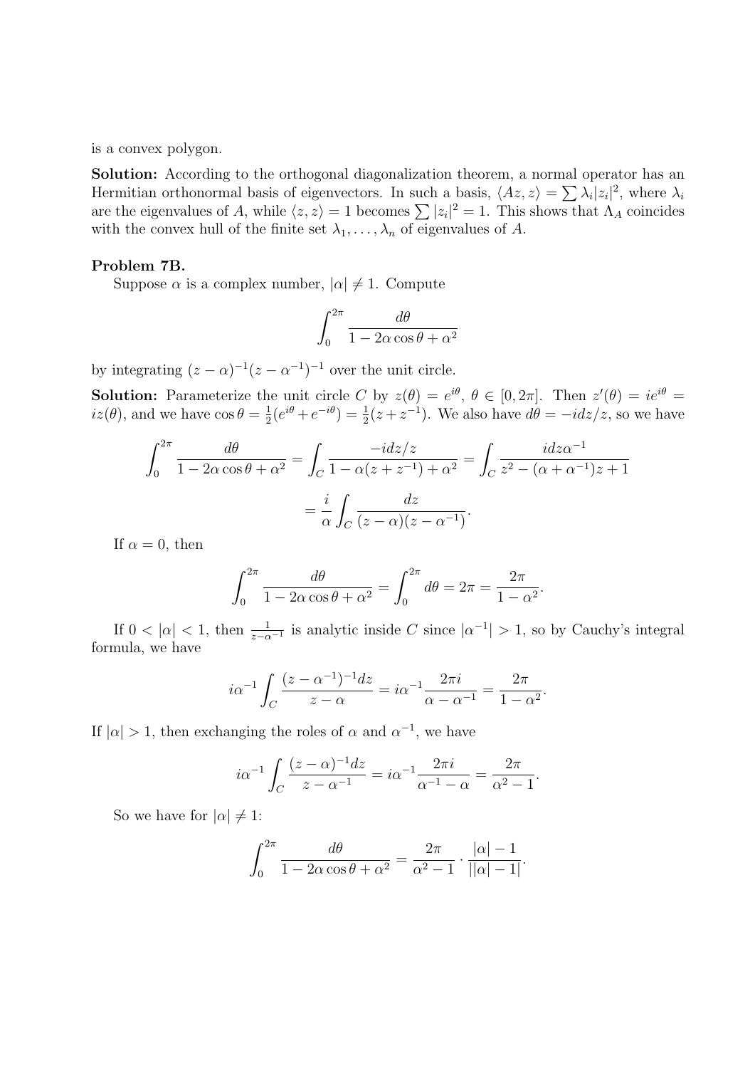is a convex polygon.

**Solution:** According to the orthogonal diagonalization theorem, a normal operator has an Hermitian orthonormal basis of eigenvectors. In such a basis, $\langle Az, z\rangle = \sum \lambda_i |z_i|^2$, where $\lambda_i$ are the eigenvalues of $A$, while $\langle z, z\rangle = 1$ becomes $\sum |z_i|^2 = 1$. This shows that $\Lambda_A$ coincides with the convex hull of the finite set $\lambda_1, \ldots, \lambda_n$ of eigenvalues of $A$.

**Problem 7B.**

Suppose $\alpha$ is a complex number, $|\alpha| \neq 1$. Compute

$$\int_0^{2\pi} \frac{d\theta}{1 - 2\alpha \cos\theta + \alpha^2}$$

by integrating $(z-\alpha)^{-1}(z-\alpha^{-1})^{-1}$ over the unit circle.

**Solution:** Parameterize the unit circle $C$ by $z(\theta) = e^{i\theta}$, $\theta \in [0, 2\pi]$. Then $z'(\theta) = ie^{i\theta} = iz(\theta)$, and we have $\cos\theta = \frac{1}{2}(e^{i\theta} + e^{-i\theta}) = \frac{1}{2}(z + z^{-1})$. We also have $d\theta = -idz/z$, so we have

$$\int_0^{2\pi} \frac{d\theta}{1 - 2\alpha\cos\theta + \alpha^2} = \int_C \frac{-idz/z}{1 - \alpha(z + z^{-1}) + \alpha^2} = \int_C \frac{idz\alpha^{-1}}{z^2 - (\alpha + \alpha^{-1})z + 1}$$
$$= \frac{i}{\alpha} \int_C \frac{dz}{(z-\alpha)(z-\alpha^{-1})}.$$

If $\alpha = 0$, then

$$\int_0^{2\pi} \frac{d\theta}{1 - 2\alpha\cos\theta + \alpha^2} = \int_0^{2\pi} d\theta = 2\pi = \frac{2\pi}{1 - \alpha^2}.$$

If $0 < |\alpha| < 1$, then $\frac{1}{z - \alpha^{-1}}$ is analytic inside $C$ since $|\alpha^{-1}| > 1$, so by Cauchy's integral formula, we have

$$i\alpha^{-1} \int_C \frac{(z-\alpha^{-1})^{-1}dz}{z - \alpha} = i\alpha^{-1} \frac{2\pi i}{\alpha - \alpha^{-1}} = \frac{2\pi}{1 - \alpha^2}.$$

If $|\alpha| > 1$, then exchanging the roles of $\alpha$ and $\alpha^{-1}$, we have

$$i\alpha^{-1} \int_C \frac{(z-\alpha)^{-1}dz}{z - \alpha^{-1}} = i\alpha^{-1} \frac{2\pi i}{\alpha^{-1} - \alpha} = \frac{2\pi}{\alpha^2 - 1}.$$

So we have for $|\alpha| \neq 1$:

$$\int_0^{2\pi} \frac{d\theta}{1 - 2\alpha\cos\theta + \alpha^2} = \frac{2\pi}{\alpha^2 - 1} \cdot \frac{|\alpha| - 1}{||\alpha| - 1|}.$$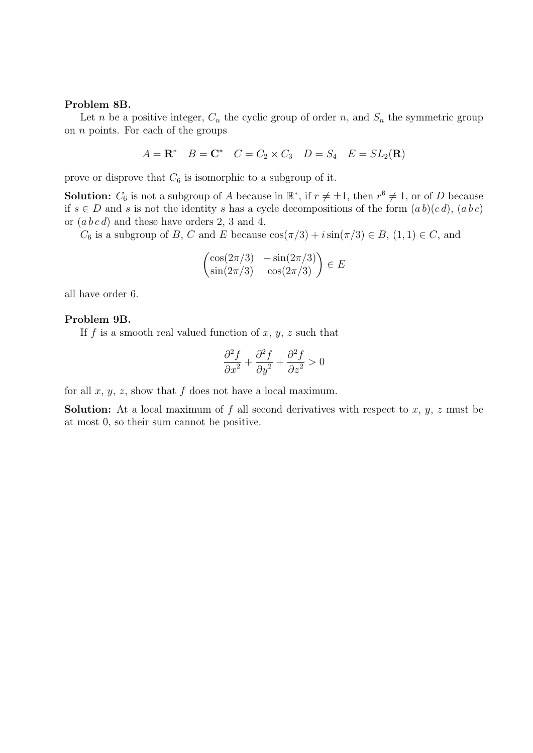**Problem 8B.**

Let $n$ be a positive integer, $C_n$ the cyclic group of order $n$, and $S_n$ the symmetric group on $n$ points. For each of the groups

$$A = \mathbf{R}^* \quad B = \mathbf{C}^* \quad C = C_2 \times C_3 \quad D = S_4 \quad E = SL_2(\mathbf{R})$$

prove or disprove that $C_6$ is isomorphic to a subgroup of it.

**Solution:** $C_6$ is not a subgroup of $A$ because in $\mathbb{R}^*$, if $r \neq \pm 1$, then $r^6 \neq 1$, or of $D$ because if $s \in D$ and $s$ is not the identity $s$ has a cycle decompositions of the form $(a\,b)(c\,d)$, $(a\,b\,c)$ or $(a\,b\,c\,d)$ and these have orders 2, 3 and 4.

$C_6$ is a subgroup of $B$, $C$ and $E$ because $\cos(\pi/3) + i\sin(\pi/3) \in B$, $(1, 1) \in C$, and

$$\begin{pmatrix} \cos(2\pi/3) & -\sin(2\pi/3) \\ \sin(2\pi/3) & \cos(2\pi/3) \end{pmatrix} \in E$$

all have order 6.

**Problem 9B.**

If $f$ is a smooth real valued function of $x$, $y$, $z$ such that

$$\frac{\partial^2 f}{\partial x^2} + \frac{\partial^2 f}{\partial y^2} + \frac{\partial^2 f}{\partial z^2} > 0$$

for all $x$, $y$, $z$, show that $f$ does not have a local maximum.

**Solution:** At a local maximum of $f$ all second derivatives with respect to $x$, $y$, $z$ must be at most 0, so their sum cannot be positive.